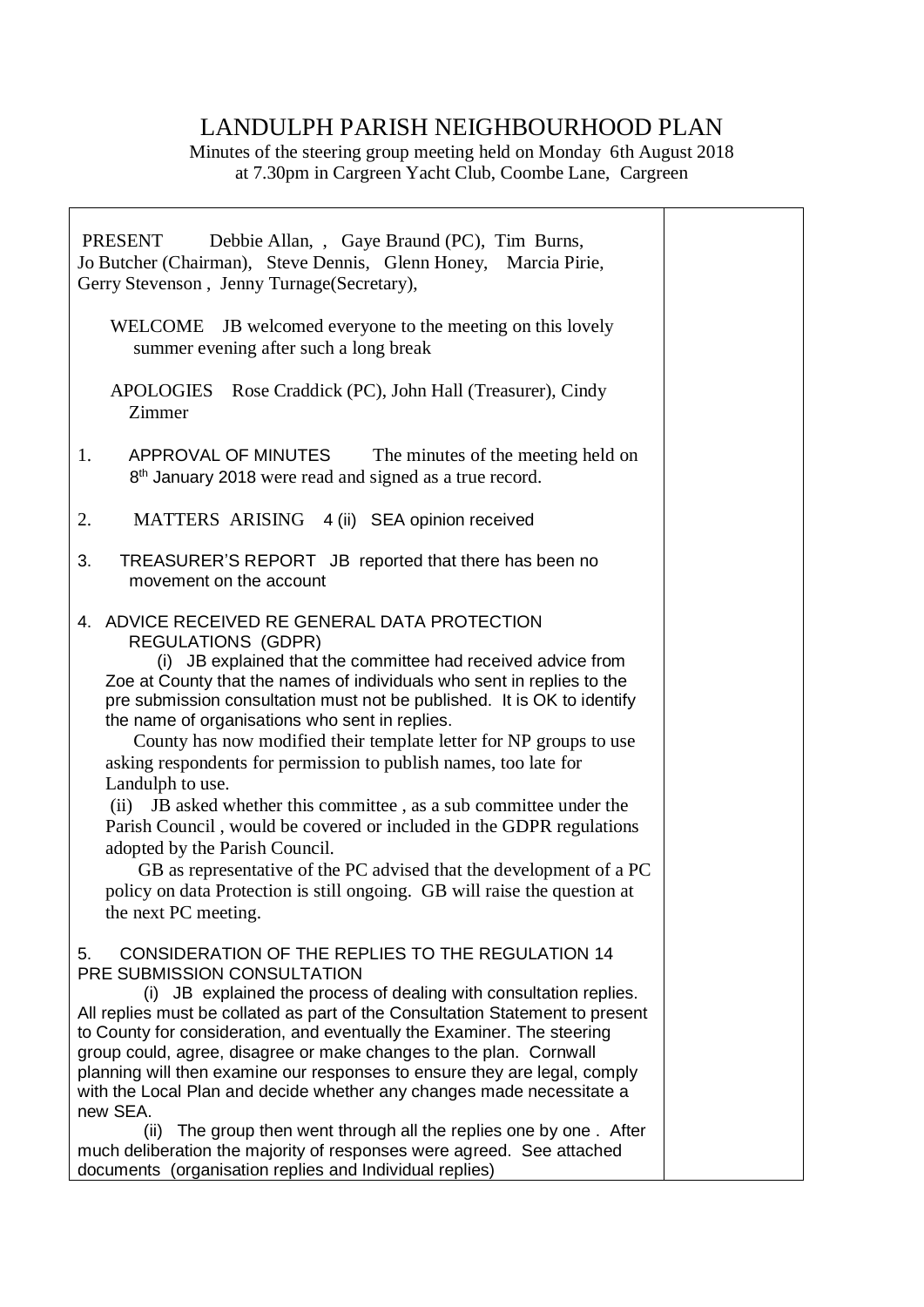# LANDULPH PARISH NEIGHBOURHOOD PLAN

Minutes of the steering group meeting held on Monday 6th August 2018 at 7.30pm in Cargreen Yacht Club, Coombe Lane, Cargreen

PRESENT Debbie Allan, , Gaye Braund (PC), Tim Burns, Jo Butcher (Chairman), Steve Dennis, Glenn Honey, Marcia Pirie, Gerry Stevenson , Jenny Turnage(Secretary),

WELCOME JB welcomed everyone to the meeting on this lovely summer evening after such a long break

APOLOGIES Rose Craddick (PC), John Hall (Treasurer), Cindy Zimmer

1. APPROVAL OF MINUTES The minutes of the meeting held on 8th January 2018 were read and signed as a true record.

2. MATTERS ARISING 4 (ii) SEA opinion received

3. TREASURER'S REPORT JB reported that there has been no movement on the account

4. ADVICE RECEIVED RE GENERAL DATA PROTECTION REGULATIONS (GDPR)

   (i) JB explained that the committee had received advice from Zoe at County that the names of individuals who sent in replies to the pre submission consultation must not be published. It is OK to identify the name of organisations who sent in replies.

   County has now modified their template letter for NP groups to use asking respondents for permission to publish names, too late for Landulph to use.

   (ii) JB asked whether this committee , as a sub committee under the Parish Council , would be covered or included in the GDPR regulations adopted by the Parish Council.

   GB as representative of the PC advised that the development of a PC policy on data Protection is still ongoing. GB will raise the question at the next PC meeting.

5. CONSIDERATION OF THE REPLIES TO THE REGULATION 14 PRE SUBMISSION CONSULTATION

   (i) JB explained the process of dealing with consultation replies. All replies must be collated as part of the Consultation Statement to present to County for consideration, and eventually the Examiner. The steering group could, agree, disagree or make changes to the plan. Cornwall planning will then examine our responses to ensure they are legal, comply with the Local Plan and decide whether any changes made necessitate a new SEA.

   (ii) The group then went through all the replies one by one . After much deliberation the majority of responses were agreed. See attached documents (organisation replies and Individual replies)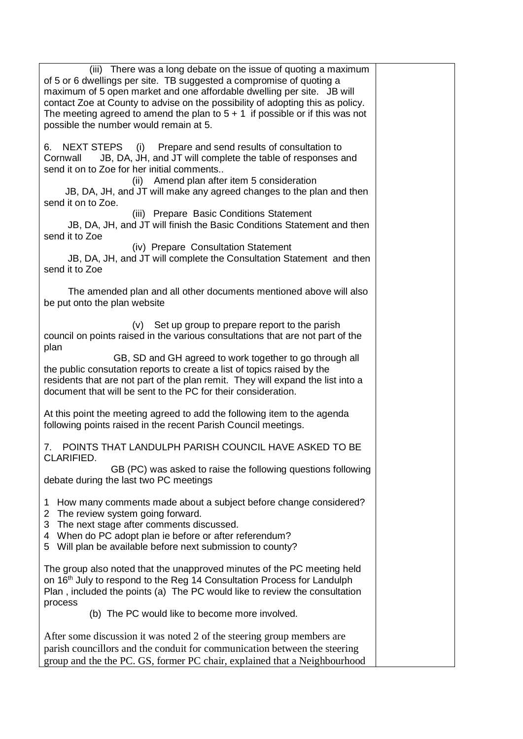(iii) There was a long debate on the issue of quoting a maximum of 5 or 6 dwellings per site. TB suggested a compromise of quoting a maximum of 5 open market and one affordable dwelling per site. JB will contact Zoe at County to advise on the possibility of adopting this as policy. The meeting agreed to amend the plan to 5 + 1 if possible or if this was not possible the number would remain at 5.

6. NEXT STEPS (i) Prepare and send results of consultation to Cornwall JB, DA, JH, and JT will complete the table of responses and send it on to Zoe for her initial comments..

(ii) Amend plan after item 5 consideration
JB, DA, JH, and JT will make any agreed changes to the plan and then send it on to Zoe.

(iii) Prepare Basic Conditions Statement
JB, DA, JH, and JT will finish the Basic Conditions Statement and then send it to Zoe

(iv) Prepare Consultation Statement
JB, DA, JH, and JT will complete the Consultation Statement and then send it to Zoe

The amended plan and all other documents mentioned above will also be put onto the plan website

(v) Set up group to prepare report to the parish council on points raised in the various consultations that are not part of the plan
GB, SD and GH agreed to work together to go through all the public consutation reports to create a list of topics raised by the residents that are not part of the plan remit. They will expand the list into a document that will be sent to the PC for their consideration.

At this point the meeting agreed to add the following item to the agenda following points raised in the recent Parish Council meetings.

7. POINTS THAT LANDULPH PARISH COUNCIL HAVE ASKED TO BE CLARIFIED.
GB (PC) was asked to raise the following questions following debate during the last two PC meetings

1. How many comments made about a subject before change considered?
2. The review system going forward.
3. The next stage after comments discussed.
4. When do PC adopt plan ie before or after referendum?
5. Will plan be available before next submission to county?

The group also noted that the unapproved minutes of the PC meeting held on 16th July to respond to the Reg 14 Consultation Process for Landulph Plan , included the points (a) The PC would like to review the consultation process
(b) The PC would like to become more involved.

After some discussion it was noted 2 of the steering group members are parish councillors and the conduit for communication between the steering group and the the PC. GS, former PC chair, explained that a Neighbourhood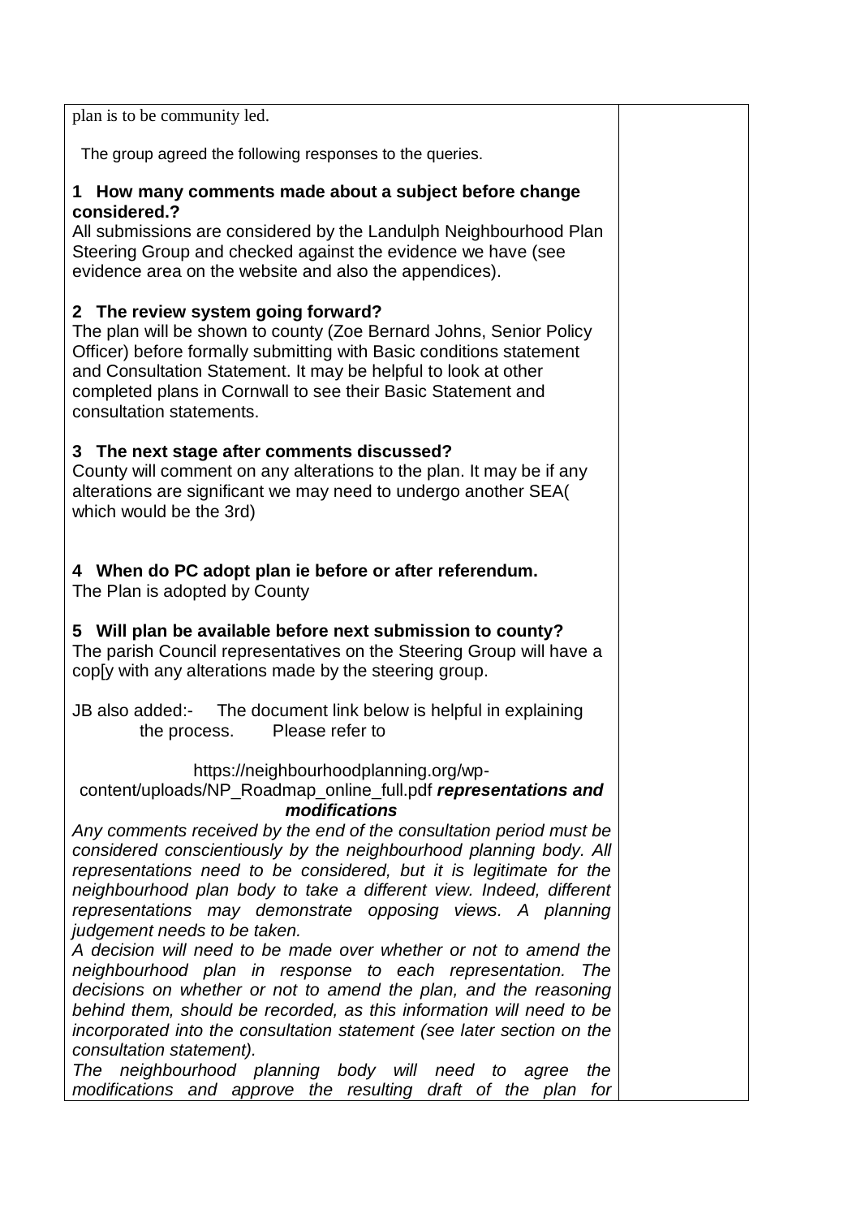| | |
|---|---|
| plan is to be community led.<br><br>The group agreed the following responses to the queries.<br><br>**1 How many comments made about a subject before change considered.?**<br>All submissions are considered by the Landulph Neighbourhood Plan Steering Group and checked against the evidence we have (see evidence area on the website and also the appendices).<br><br>**2 The review system going forward?**<br>The plan will be shown to county (Zoe Bernard Johns, Senior Policy Officer) before formally submitting with Basic conditions statement and Consultation Statement. It may be helpful to look at other completed plans in Cornwall to see their Basic Statement and consultation statements.<br><br>**3 The next stage after comments discussed?**<br>County will comment on any alterations to the plan. It may be if any alterations are significant we may need to undergo another SEA( which would be the 3rd)<br><br>**4 When do PC adopt plan ie before or after referendum.**<br>The Plan is adopted by County<br><br>**5 Will plan be available before next submission to county?**<br>The parish Council representatives on the Steering Group will have a cop[y with any alterations made by the steering group.<br><br>JB also added:- The document link below is helpful in explaining the process. Please refer to<br><br>https://neighbourhoodplanning.org/wp-content/uploads/NP_Roadmap_online_full.pdf ***representations and modifications***<br>*Any comments received by the end of the consultation period must be considered conscientiously by the neighbourhood planning body. All representations need to be considered, but it is legitimate for the neighbourhood plan body to take a different view. Indeed, different representations may demonstrate opposing views. A planning judgement needs to be taken.*<br>*A decision will need to be made over whether or not to amend the neighbourhood plan in response to each representation. The decisions on whether or not to amend the plan, and the reasoning behind them, should be recorded, as this information will need to be incorporated into the consultation statement (see later section on the consultation statement).*<br>*The neighbourhood planning body will need to agree the modifications and approve the resulting draft of the plan for* | |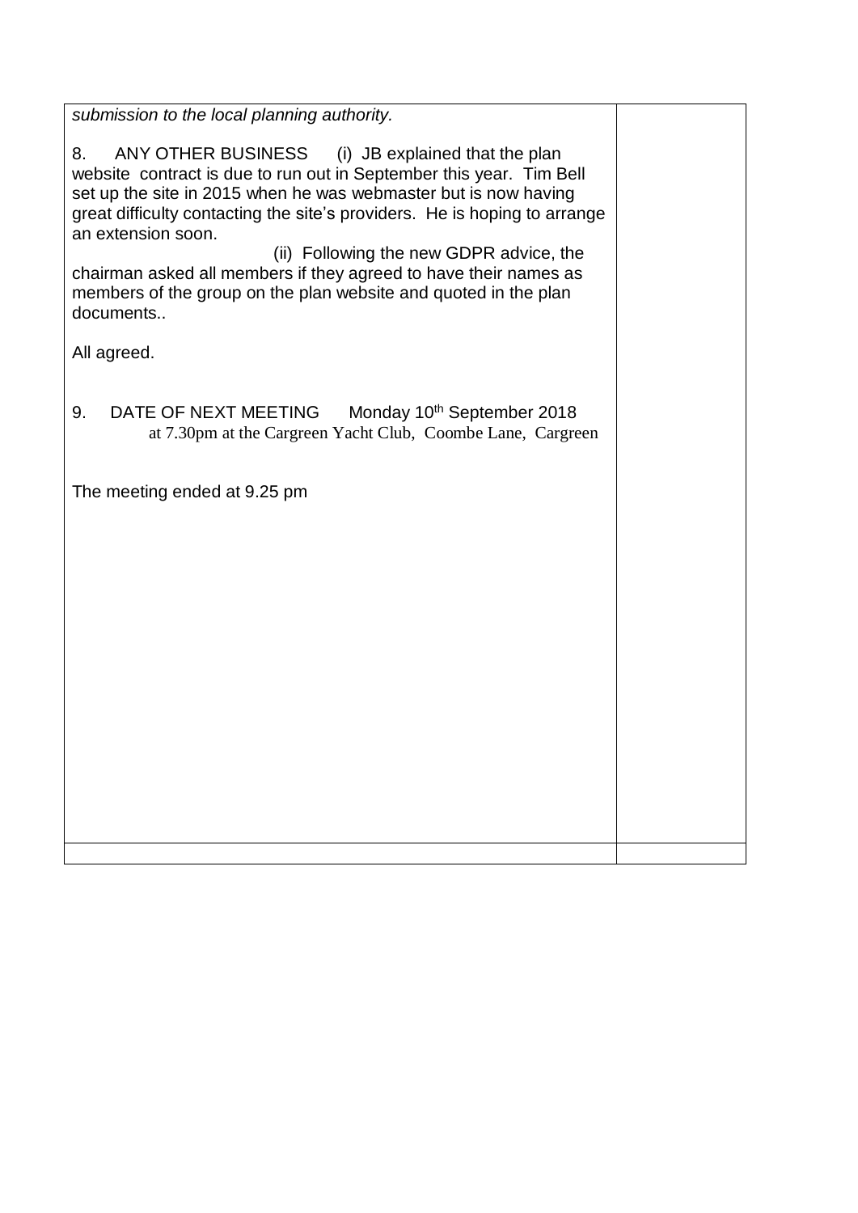*submission to the local planning authority.*

8. ANY OTHER BUSINESS (i) JB explained that the plan website contract is due to run out in September this year. Tim Bell set up the site in 2015 when he was webmaster but is now having great difficulty contacting the site's providers. He is hoping to arrange an extension soon.

(ii) Following the new GDPR advice, the chairman asked all members if they agreed to have their names as members of the group on the plan website and quoted in the plan documents..

All agreed.

9. DATE OF NEXT MEETING Monday 10th September 2018 at 7.30pm at the Cargreen Yacht Club, Coombe Lane, Cargreen

The meeting ended at 9.25 pm